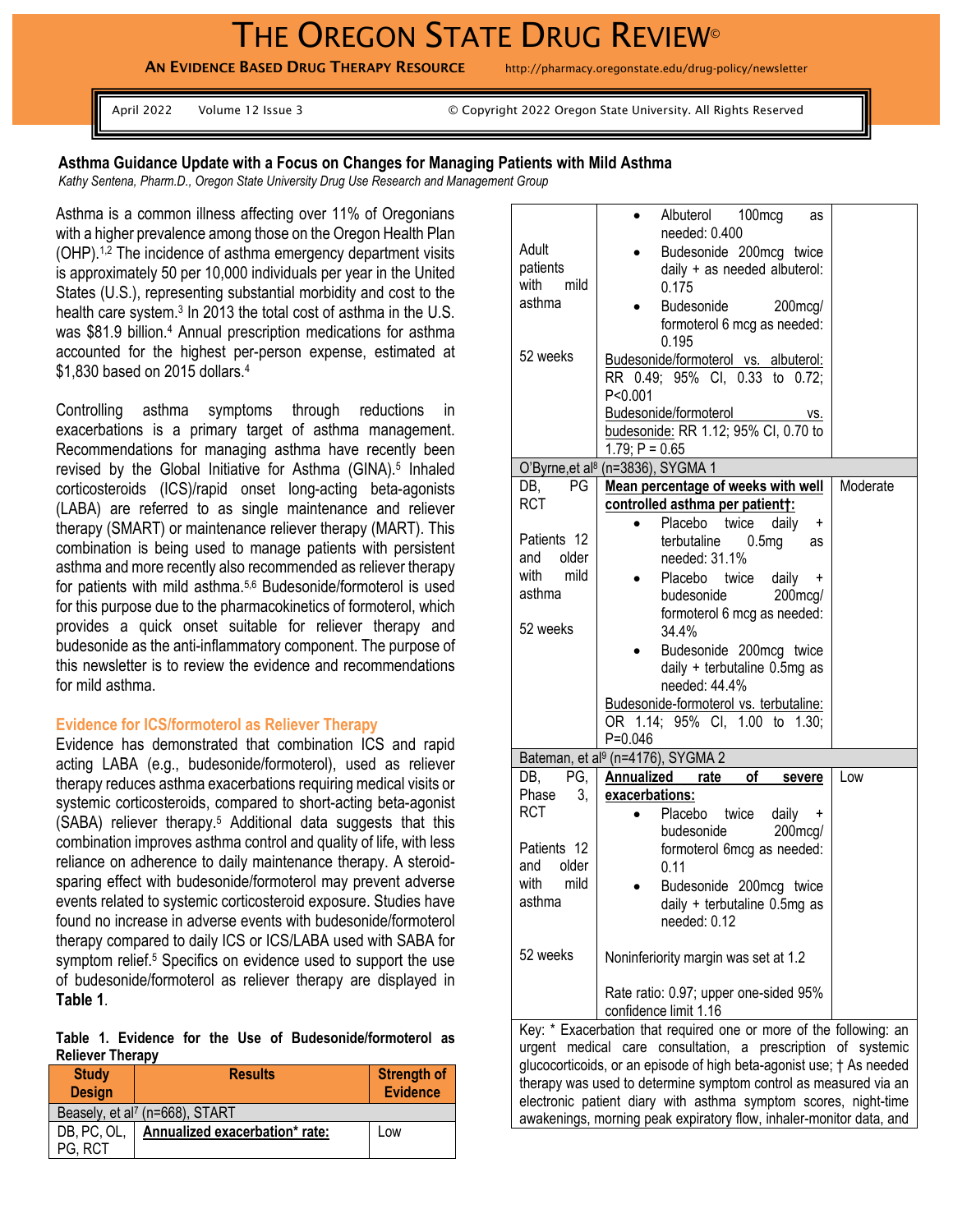# THE OREGON STATE DRUG REVIEW©

**AN EVIDENCE BASED DRUG THERAPY RESOURCE** http://pharmacy.oregonstate.edu/drug-policy/newsletter

April 2022 Volume 12 Issue 3 © Copyright 2022 Oregon State University. All Rights Reserved

## Asthma Guidance Update with a Focus on Changes for Managing Patients with Mild Asthma

*Kathy Sentena, Pharm.D., Oregon State University Drug Use Research and Management Group*

Asthma is a common illness affecting over 11% of Oregonians with a higher prevalence among those on the Oregon Health Plan (OHP).[1,2] The incidence of asthma emergency department visits is approximately 50 per 10,000 individuals per year in the United States (U.S.), representing substantial morbidity and cost to the health care system.[3] In 2013 the total cost of asthma in the U.S. was $81.9 billion.[4] Annual prescription medications for asthma accounted for the highest per-person expense, estimated at $1,830 based on 2015 dollars.[4]

Controlling asthma symptoms through reductions in exacerbations is a primary target of asthma management. Recommendations for managing asthma have recently been revised by the Global Initiative for Asthma (GINA).[5] Inhaled corticosteroids (ICS)/rapid onset long-acting beta-agonists (LABA) are referred to as single maintenance and reliever therapy (SMART) or maintenance reliever therapy (MART). This combination is being used to manage patients with persistent asthma and more recently also recommended as reliever therapy for patients with mild asthma.[5,6] Budesonide/formoterol is used for this purpose due to the pharmacokinetics of formoterol, which provides a quick onset suitable for reliever therapy and budesonide as the anti-inflammatory component. The purpose of this newsletter is to review the evidence and recommendations for mild asthma.

### Evidence for ICS/formoterol as Reliever Therapy

Evidence has demonstrated that combination ICS and rapid acting LABA (e.g., budesonide/formoterol), used as reliever therapy reduces asthma exacerbations requiring medical visits or systemic corticosteroids, compared to short-acting beta-agonist (SABA) reliever therapy.[5] Additional data suggests that this combination improves asthma control and quality of life, with less reliance on adherence to daily maintenance therapy. A steroid-sparing effect with budesonide/formoterol may prevent adverse events related to systemic corticosteroid exposure. Studies have found no increase in adverse events with budesonide/formoterol therapy compared to daily ICS or ICS/LABA used with SABA for symptom relief.[5] Specifics on evidence used to support the use of budesonide/formoterol as reliever therapy are displayed in **Table 1**.

**Table 1. Evidence for the Use of Budesonide/formoterol as Reliever Therapy**

| Study Design | Results | Strength of Evidence |
|---|---|---|
| **Beasely, et al[7] (n=668), START** | | |
| DB, PC, OL, PG, RCT<br><br>Adult patients with mild asthma<br><br>52 weeks | **Annualized exacerbation\* rate:**<br>• Albuterol 100mcg as needed: 0.400<br>• Budesonide 200mcg twice daily + as needed albuterol: 0.175<br>• Budesonide 200mcg/ formoterol 6 mcg as needed: 0.195<br>Budesonide/formoterol vs. albuterol: RR 0.49; 95% CI, 0.33 to 0.72; P<0.001<br>Budesonide/formoterol vs. budesonide: RR 1.12; 95% CI, 0.70 to 1.79; P = 0.65 | Low |
| **O'Byrne,et al[8] (n=3836), SYGMA 1** | | |
| DB, PG RCT<br><br>Patients 12 and older with mild asthma<br><br>52 weeks | **Mean percentage of weeks with well controlled asthma per patient†:**<br>• Placebo twice daily + terbutaline 0.5mg as needed: 31.1%<br>• Placebo twice daily + budesonide 200mcg/ formoterol 6 mcg as needed: 34.4%<br>• Budesonide 200mcg twice daily + terbutaline 0.5mg as needed: 44.4%<br>Budesonide-formoterol vs. terbutaline: OR 1.14; 95% CI, 1.00 to 1.30; P=0.046 | Moderate |
| **Bateman, et al[9] (n=4176), SYGMA 2** | | |
| DB, PG, Phase 3, RCT<br><br>Patients 12 and older with mild asthma<br><br>52 weeks | **Annualized rate of severe exacerbations:**<br>• Placebo twice daily + budesonide 200mcg/ formoterol 6mcg as needed: 0.11<br>• Budesonide 200mcg twice daily + terbutaline 0.5mg as needed: 0.12<br><br>Noninferiority margin was set at 1.2<br><br>Rate ratio: 0.97; upper one-sided 95% confidence limit 1.16 | Low |

Key: \* Exacerbation that required one or more of the following: an urgent medical care consultation, a prescription of systemic glucocorticoids, or an episode of high beta-agonist use; † As needed therapy was used to determine symptom control as measured via an electronic patient diary with asthma symptom scores, night-time awakenings, morning peak expiratory flow, inhaler-monitor data, and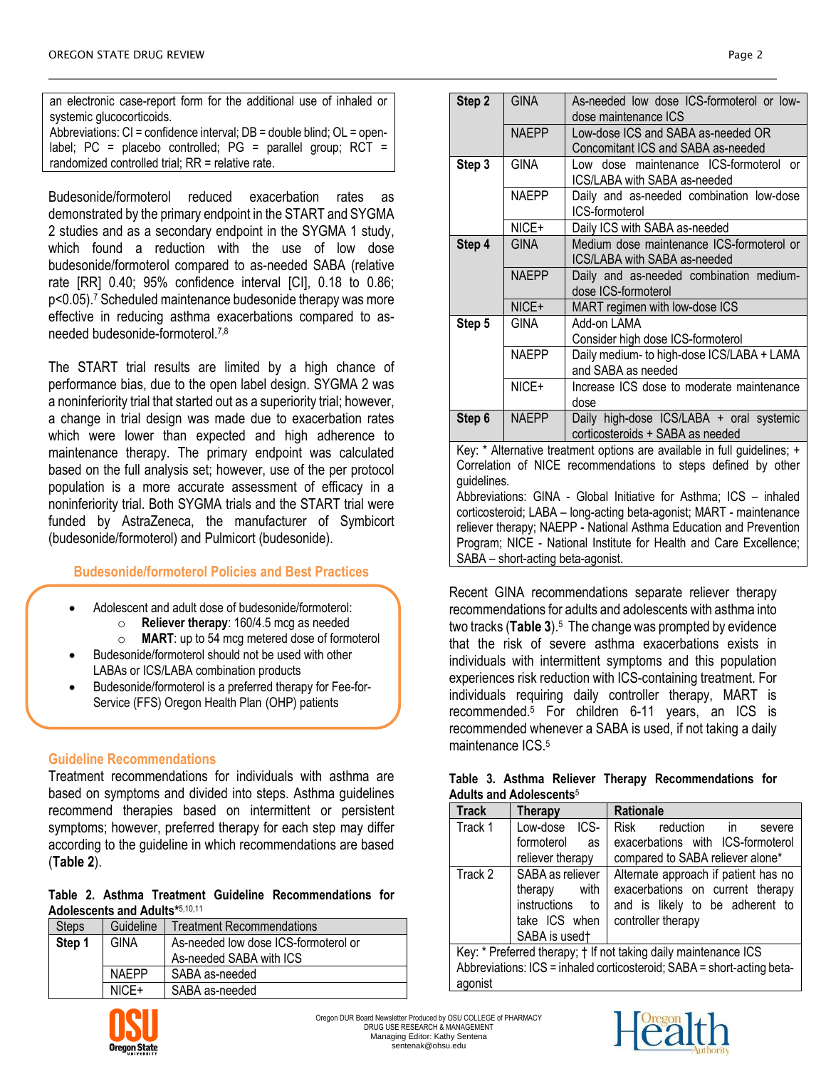an electronic case-report form for the additional use of inhaled or systemic glucocorticoids.
Abbreviations: CI = confidence interval; DB = double blind; OL = open-label; PC = placebo controlled; PG = parallel group; RCT = randomized controlled trial; RR = relative rate.

Budesonide/formoterol reduced exacerbation rates as demonstrated by the primary endpoint in the START and SYGMA 2 studies and as a secondary endpoint in the SYGMA 1 study, which found a reduction with the use of low dose budesonide/formoterol compared to as-needed SABA (relative rate [RR] 0.40; 95% confidence interval [CI], 0.18 to 0.86; $p<0.05$).[7] Scheduled maintenance budesonide therapy was more effective in reducing asthma exacerbations compared to as-needed budesonide-formoterol.[7,8]

The START trial results are limited by a high chance of performance bias, due to the open label design. SYGMA 2 was a noninferiority trial that started out as a superiority trial; however, a change in trial design was made due to exacerbation rates which were lower than expected and high adherence to maintenance therapy. The primary endpoint was calculated based on the full analysis set; however, use of the per protocol population is a more accurate assessment of efficacy in a noninferiority trial. Both SYGMA trials and the START trial were funded by AstraZeneca, the manufacturer of Symbicort (budesonide/formoterol) and Pulmicort (budesonide).

## Budesonide/formoterol Policies and Best Practices

- Adolescent and adult dose of budesonide/formoterol:
  - **Reliever therapy**: 160/4.5 mcg as needed
  - **MART**: up to 54 mcg metered dose of formoterol
- Budesonide/formoterol should not be used with other LABAs or ICS/LABA combination products
- Budesonide/formoterol is a preferred therapy for Fee-for-Service (FFS) Oregon Health Plan (OHP) patients

## Guideline Recommendations

Treatment recommendations for individuals with asthma are based on symptoms and divided into steps. Asthma guidelines recommend therapies based on intermittent or persistent symptoms; however, preferred therapy for each step may differ according to the guideline in which recommendations are based (**Table 2**).

**Table 2. Asthma Treatment Guideline Recommendations for Adolescents and Adults***[5,10,11]

| Steps | Guideline | Treatment Recommendations |
|---|---|---|
| **Step 1** | GINA | As-needed low dose ICS-formoterol or As-needed SABA with ICS |
| | NAEPP | SABA as-needed |
| | NICE+ | SABA as-needed |
| **Step 2** | GINA | As-needed low dose ICS-formoterol or low-dose maintenance ICS |
| | NAEPP | Low-dose ICS and SABA as-needed OR Concomitant ICS and SABA as-needed |
| **Step 3** | GINA | Low dose maintenance ICS-formoterol or ICS/LABA with SABA as-needed |
| | NAEPP | Daily and as-needed combination low-dose ICS-formoterol |
| | NICE+ | Daily ICS with SABA as-needed |
| **Step 4** | GINA | Medium dose maintenance ICS-formoterol or ICS/LABA with SABA as-needed |
| | NAEPP | Daily and as-needed combination medium-dose ICS-formoterol |
| | NICE+ | MART regimen with low-dose ICS |
| **Step 5** | GINA | Add-on LAMA<br>Consider high dose ICS-formoterol |
| | NAEPP | Daily medium- to high-dose ICS/LABA + LAMA and SABA as needed |
| | NICE+ | Increase ICS dose to moderate maintenance dose |
| **Step 6** | NAEPP | Daily high-dose ICS/LABA + oral systemic corticosteroids + SABA as needed |

Key: * Alternative treatment options are available in full guidelines; + Correlation of NICE recommendations to steps defined by other guidelines.
Abbreviations: GINA - Global Initiative for Asthma; ICS – inhaled corticosteroid; LABA – long-acting beta-agonist; MART - maintenance reliever therapy; NAEPP - National Asthma Education and Prevention Program; NICE - National Institute for Health and Care Excellence; SABA – short-acting beta-agonist.

Recent GINA recommendations separate reliever therapy recommendations for adults and adolescents with asthma into two tracks (**Table 3**).[5] The change was prompted by evidence that the risk of severe asthma exacerbations exists in individuals with intermittent symptoms and this population experiences risk reduction with ICS-containing treatment. For individuals requiring daily controller therapy, MART is recommended.[5] For children 6-11 years, an ICS is recommended whenever a SABA is used, if not taking a daily maintenance ICS.[5]

**Table 3. Asthma Reliever Therapy Recommendations for Adults and Adolescents**[5]

| Track | Therapy | Rationale |
|---|---|---|
| Track 1 | Low-dose ICS-formoterol as reliever therapy | Risk reduction in severe exacerbations with ICS-formoterol compared to SABA reliever alone* |
| Track 2 | SABA as reliever therapy with instructions to take ICS when SABA is used† | Alternate approach if patient has no exacerbations on current therapy and is likely to be adherent to controller therapy |

Key: * Preferred therapy; † If not taking daily maintenance ICS
Abbreviations: ICS = inhaled corticosteroid; SABA = short-acting beta-agonist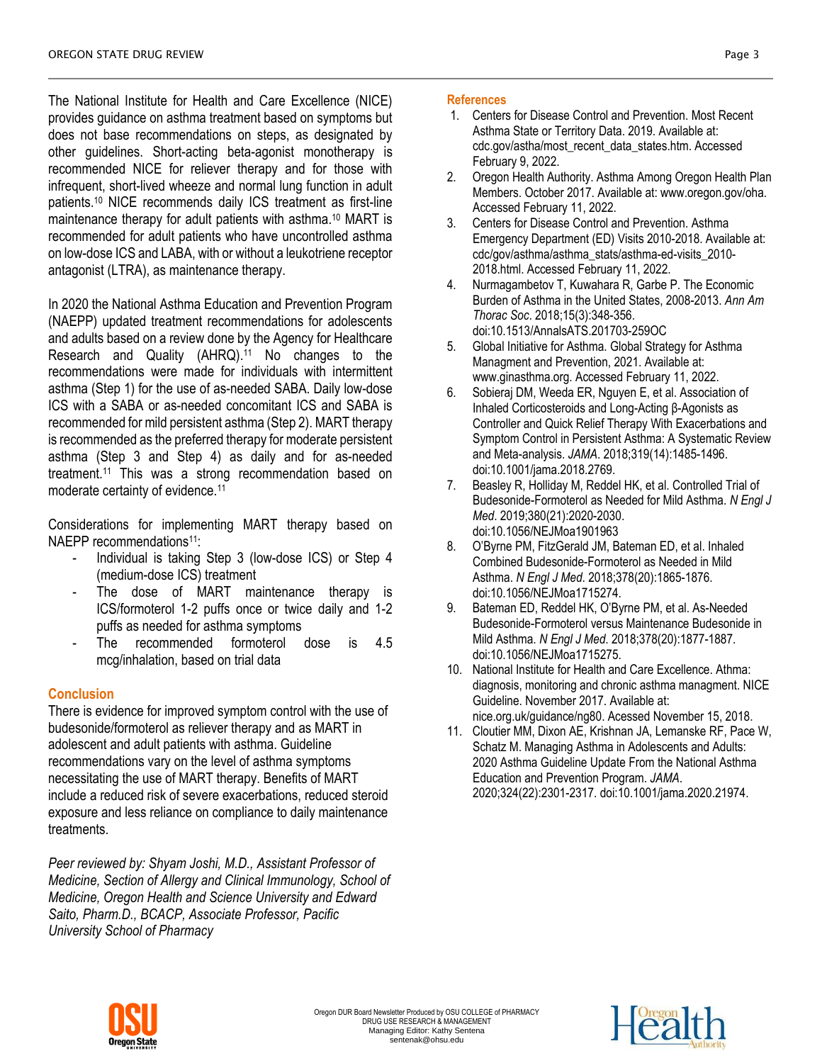The National Institute for Health and Care Excellence (NICE) provides guidance on asthma treatment based on symptoms but does not base recommendations on steps, as designated by other guidelines. Short-acting beta-agonist monotherapy is recommended NICE for reliever therapy and for those with infrequent, short-lived wheeze and normal lung function in adult patients.[10] NICE recommends daily ICS treatment as first-line maintenance therapy for adult patients with asthma.[10] MART is recommended for adult patients who have uncontrolled asthma on low-dose ICS and LABA, with or without a leukotriene receptor antagonist (LTRA), as maintenance therapy.

In 2020 the National Asthma Education and Prevention Program (NAEPP) updated treatment recommendations for adolescents and adults based on a review done by the Agency for Healthcare Research and Quality (AHRQ).[11] No changes to the recommendations were made for individuals with intermittent asthma (Step 1) for the use of as-needed SABA. Daily low-dose ICS with a SABA or as-needed concomitant ICS and SABA is recommended for mild persistent asthma (Step 2). MART therapy is recommended as the preferred therapy for moderate persistent asthma (Step 3 and Step 4) as daily and for as-needed treatment.[11] This was a strong recommendation based on moderate certainty of evidence.[11]

Considerations for implementing MART therapy based on NAEPP recommendations[11]:

- Individual is taking Step 3 (low-dose ICS) or Step 4 (medium-dose ICS) treatment
- The dose of MART maintenance therapy is ICS/formoterol 1-2 puffs once or twice daily and 1-2 puffs as needed for asthma symptoms
- The recommended formoterol dose is 4.5 mcg/inhalation, based on trial data

## Conclusion

There is evidence for improved symptom control with the use of budesonide/formoterol as reliever therapy and as MART in adolescent and adult patients with asthma. Guideline recommendations vary on the level of asthma symptoms necessitating the use of MART therapy. Benefits of MART include a reduced risk of severe exacerbations, reduced steroid exposure and less reliance on compliance to daily maintenance treatments.

*Peer reviewed by: Shyam Joshi, M.D., Assistant Professor of Medicine, Section of Allergy and Clinical Immunology, School of Medicine, Oregon Health and Science University and Edward Saito, Pharm.D., BCACP, Associate Professor, Pacific University School of Pharmacy*

## References

1. Centers for Disease Control and Prevention. Most Recent Asthma State or Territory Data. 2019. Available at: cdc.gov/astha/most_recent_data_states.htm. Accessed February 9, 2022.
2. Oregon Health Authority. Asthma Among Oregon Health Plan Members. October 2017. Available at: www.oregon.gov/oha. Accessed February 11, 2022.
3. Centers for Disease Control and Prevention. Asthma Emergency Department (ED) Visits 2010-2018. Available at: cdc/gov/asthma/asthma_stats/asthma-ed-visits_2010-2018.html. Accessed February 11, 2022.
4. Nurmagambetov T, Kuwahara R, Garbe P. The Economic Burden of Asthma in the United States, 2008-2013. *Ann Am Thorac Soc*. 2018;15(3):348-356. doi:10.1513/AnnalsATS.201703-259OC
5. Global Initiative for Asthma. Global Strategy for Asthma Managment and Prevention, 2021. Available at: www.ginasthma.org. Accessed February 11, 2022.
6. Sobieraj DM, Weeda ER, Nguyen E, et al. Association of Inhaled Corticosteroids and Long-Acting β-Agonists as Controller and Quick Relief Therapy With Exacerbations and Symptom Control in Persistent Asthma: A Systematic Review and Meta-analysis. *JAMA*. 2018;319(14):1485-1496. doi:10.1001/jama.2018.2769.
7. Beasley R, Holliday M, Reddel HK, et al. Controlled Trial of Budesonide-Formoterol as Needed for Mild Asthma. *N Engl J Med*. 2019;380(21):2020-2030. doi:10.1056/NEJMoa1901963
8. O'Byrne PM, FitzGerald JM, Bateman ED, et al. Inhaled Combined Budesonide-Formoterol as Needed in Mild Asthma. *N Engl J Med*. 2018;378(20):1865-1876. doi:10.1056/NEJMoa1715274.
9. Bateman ED, Reddel HK, O'Byrne PM, et al. As-Needed Budesonide-Formoterol versus Maintenance Budesonide in Mild Asthma. *N Engl J Med*. 2018;378(20):1877-1887. doi:10.1056/NEJMoa1715275.
10. National Institute for Health and Care Excellence. Athma: diagnosis, monitoring and chronic asthma managment. NICE Guideline. November 2017. Available at: nice.org.uk/guidance/ng80. Acessed November 15, 2018.
11. Cloutier MM, Dixon AE, Krishnan JA, Lemanske RF, Pace W, Schatz M. Managing Asthma in Adolescents and Adults: 2020 Asthma Guideline Update From the National Asthma Education and Prevention Program. *JAMA*. 2020;324(22):2301-2317. doi:10.1001/jama.2020.21974.

Oregon DUR Board Newsletter Produced by OSU COLLEGE of PHARMACY
DRUG USE RESEARCH & MANAGEMENT
Managing Editor: Kathy Sentena
sentenak@ohsu.edu